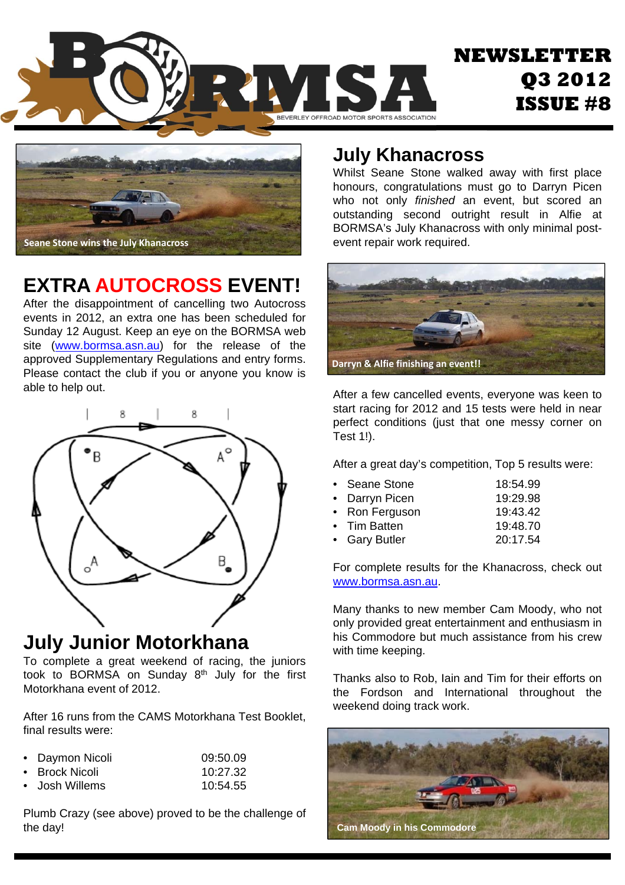# BORMSA

BEVERLEY OFFROAD MOTOR SPORTS ASSOCIATION

**NEWSLETTER Q3 2012 ISSUE #8**

Seane Stone wins the July Khanacross

## EXTRA AUTOCROSS EVENT!

After the disappointment of cancelling two Autocross events in 2012, an extra one has been scheduled for Sunday 12 August. Keep an eye on the BORMSA web site (www.bormsa.asn.au) for the release of the approved Supplementary Regulations and entry forms. Please contact the club if you or anyone you know is able to help out.

## July Junior Motorkhana

To complete a great weekend of racing, the juniors took to BORMSA on Sunday 8th July for the first Motorkhana event of 2012.

After 16 runs from the CAMS Motorkhana Test Booklet, final results were:

| | |
|---|---|
| • Daymon Nicoli | 09:50.09 |
| • Brock Nicoli | 10:27.32 |
| • Josh Willems | 10:54.55 |

Plumb Crazy (see above) proved to be the challenge of the day!

## July Khanacross

Whilst Seane Stone walked away with first place honours, congratulations must go to Darryn Picen who not only *finished* an event, but scored an outstanding second outright result in Alfie at BORMSA's July Khanacross with only minimal post-event repair work required.

Darryn & Alfie finishing an event!!

After a few cancelled events, everyone was keen to start racing for 2012 and 15 tests were held in near perfect conditions (just that one messy corner on Test 1!).

After a great day's competition, Top 5 results were:

| | |
|---|---|
| • Seane Stone | 18:54.99 |
| • Darryn Picen | 19:29.98 |
| • Ron Ferguson | 19:43.42 |
| • Tim Batten | 19:48.70 |
| • Gary Butler | 20:17.54 |

For complete results for the Khanacross, check out www.bormsa.asn.au.

Many thanks to new member Cam Moody, who not only provided great entertainment and enthusiasm in his Commodore but much assistance from his crew with time keeping.

Thanks also to Rob, Iain and Tim for their efforts on the Fordson and International throughout the weekend doing track work.

Cam Moody in his Commodore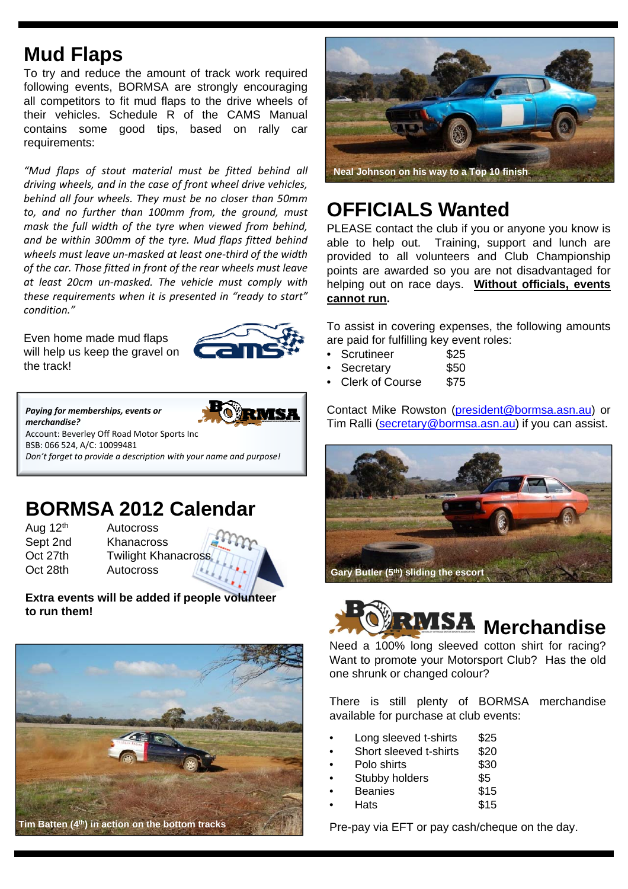## Mud Flaps

To try and reduce the amount of track work required following events, BORMSA are strongly encouraging all competitors to fit mud flaps to the drive wheels of their vehicles. Schedule R of the CAMS Manual contains some good tips, based on rally car requirements:

*"Mud flaps of stout material must be fitted behind all driving wheels, and in the case of front wheel drive vehicles, behind all four wheels. They must be no closer than 50mm to, and no further than 100mm from, the ground, must mask the full width of the tyre when viewed from behind, and be within 300mm of the tyre. Mud flaps fitted behind wheels must leave un-masked at least one-third of the width of the car. Those fitted in front of the rear wheels must leave at least 20cm un-masked. The vehicle must comply with these requirements when it is presented in "ready to start" condition."*

Even home made mud flaps will help us keep the gravel on the track!

***Paying for memberships, events or merchandise?***
Account: Beverley Off Road Motor Sports Inc
BSB: 066 524, A/C: 10099481
*Don't forget to provide a description with your name and purpose!*

## BORMSA 2012 Calendar

| | |
|---|---|
| Aug 12th | Autocross |
| Sept 2nd | Khanacross |
| Oct 27th | Twilight Khanacross |
| Oct 28th | Autocross |

**Extra events will be added if people volunteer to run them!**

Tim Batten (4th) in action on the bottom tracks

Neal Johnson on his way to a Top 10 finish

## OFFICIALS Wanted

PLEASE contact the club if you or anyone you know is able to help out. Training, support and lunch are provided to all volunteers and Club Championship points are awarded so you are not disadvantaged for helping out on race days. **Without officials, events cannot run.**

To assist in covering expenses, the following amounts are paid for fulfilling key event roles:

- Scrutineer $25
- Secretary $50
- Clerk of Course $75

Contact Mike Rowston (president@bormsa.asn.au) or Tim Ralli (secretary@bormsa.asn.au) if you can assist.

Gary Butler (5th) sliding the escort

## BORMSA Merchandise

Need a 100% long sleeved cotton shirt for racing? Want to promote your Motorsport Club? Has the old one shrunk or changed colour?

There is still plenty of BORMSA merchandise available for purchase at club events:

- Long sleeved t-shirts $25
- Short sleeved t-shirts $20
- Polo shirts $30
- Stubby holders $5
- Beanies $15
- Hats $15

Pre-pay via EFT or pay cash/cheque on the day.